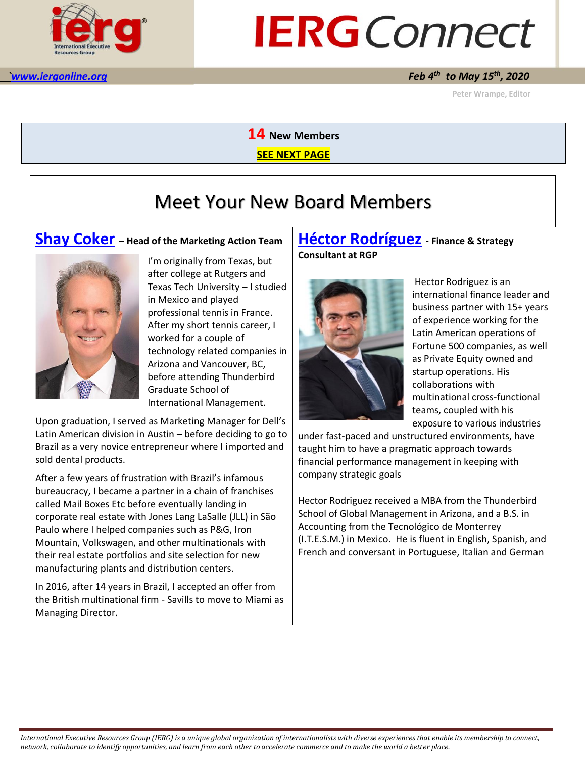# IERG Connect

`www.iergonline.org`

**Feb 4th to May 15th, 2020**

Peter Wrampe, Editor

**14 New Members**

**SEE NEXT PAGE**

## Meet Your New Board Members

### Shay Coker – Head of the Marketing Action Team

I'm originally from Texas, but after college at Rutgers and Texas Tech University – I studied in Mexico and played professional tennis in France. After my short tennis career, I worked for a couple of technology related companies in Arizona and Vancouver, BC, before attending Thunderbird Graduate School of International Management.

Upon graduation, I served as Marketing Manager for Dell's Latin American division in Austin – before deciding to go to Brazil as a very novice entrepreneur where I imported and sold dental products.

After a few years of frustration with Brazil's infamous bureaucracy, I became a partner in a chain of franchises called Mail Boxes Etc before eventually landing in corporate real estate with Jones Lang LaSalle (JLL) in São Paulo where I helped companies such as P&G, Iron Mountain, Volkswagen, and other multinationals with their real estate portfolios and site selection for new manufacturing plants and distribution centers.

In 2016, after 14 years in Brazil, I accepted an offer from the British multinational firm - Savills to move to Miami as Managing Director.

### Héctor Rodríguez - Finance & Strategy Consultant at RGP

Hector Rodriguez is an international finance leader and business partner with 15+ years of experience working for the Latin American operations of Fortune 500 companies, as well as Private Equity owned and startup operations. His collaborations with multinational cross-functional teams, coupled with his exposure to various industries under fast-paced and unstructured environments, have taught him to have a pragmatic approach towards financial performance management in keeping with company strategic goals

Hector Rodriguez received a MBA from the Thunderbird School of Global Management in Arizona, and a B.S. in Accounting from the Tecnológico de Monterrey (I.T.E.S.M.) in Mexico. He is fluent in English, Spanish, and French and conversant in Portuguese, Italian and German

*International Executive Resources Group (IERG) is a unique global organization of internationalists with diverse experiences that enable its membership to connect, network, collaborate to identify opportunities, and learn from each other to accelerate commerce and to make the world a better place.*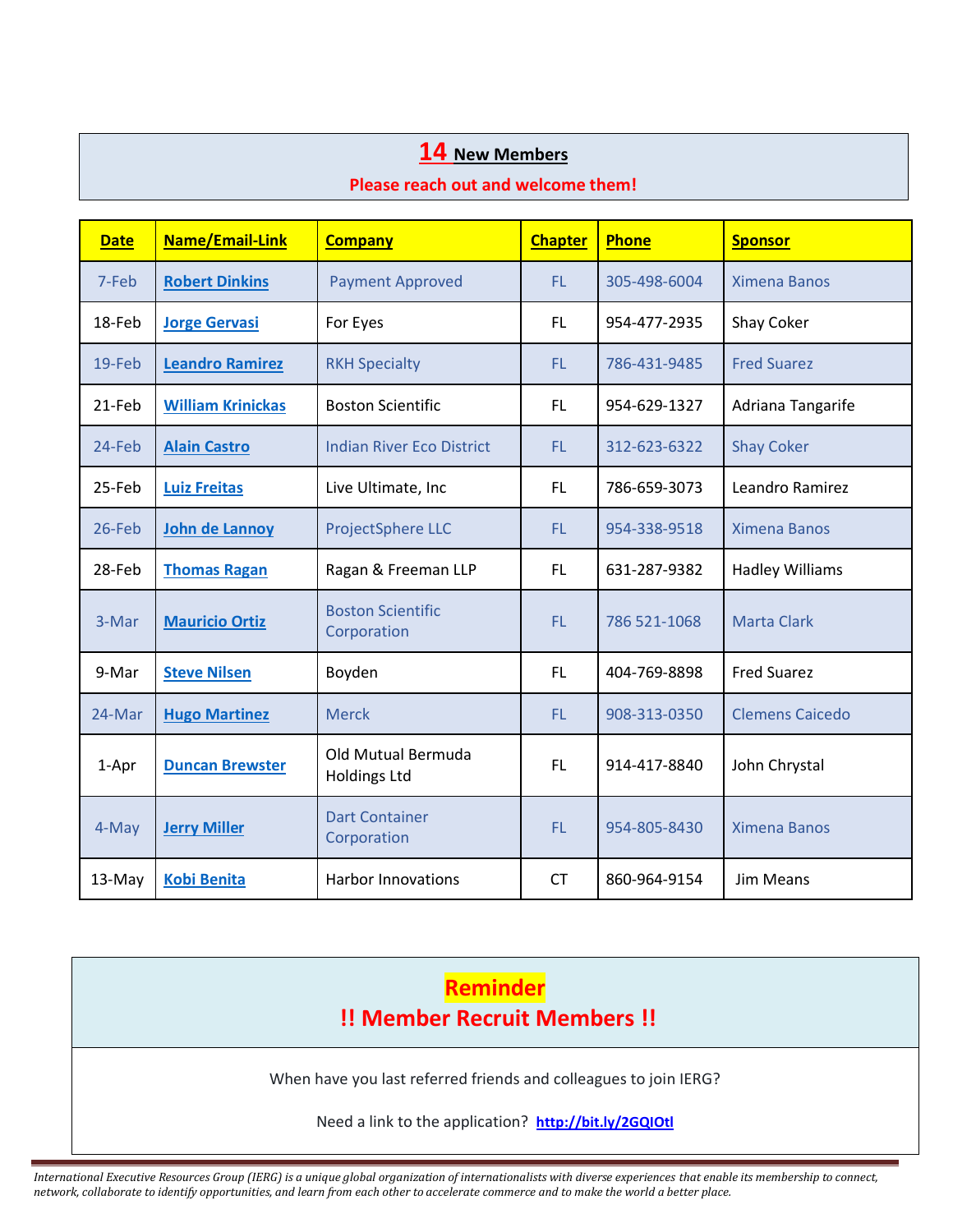## 14 New Members

**Please reach out and welcome them!**

| Date | Name/Email-Link | Company | Chapter | Phone | Sponsor |
|---|---|---|---|---|---|
| 7-Feb | Robert Dinkins | Payment Approved | FL | 305-498-6004 | Ximena Banos |
| 18-Feb | Jorge Gervasi | For Eyes | FL | 954-477-2935 | Shay Coker |
| 19-Feb | Leandro Ramirez | RKH Specialty | FL | 786-431-9485 | Fred Suarez |
| 21-Feb | William Krinickas | Boston Scientific | FL | 954-629-1327 | Adriana Tangarife |
| 24-Feb | Alain Castro | Indian River Eco District | FL | 312-623-6322 | Shay Coker |
| 25-Feb | Luiz Freitas | Live Ultimate, Inc | FL | 786-659-3073 | Leandro Ramirez |
| 26-Feb | John de Lannoy | ProjectSphere LLC | FL | 954-338-9518 | Ximena Banos |
| 28-Feb | Thomas Ragan | Ragan & Freeman LLP | FL | 631-287-9382 | Hadley Williams |
| 3-Mar | Mauricio Ortiz | Boston Scientific Corporation | FL | 786 521-1068 | Marta Clark |
| 9-Mar | Steve Nilsen | Boyden | FL | 404-769-8898 | Fred Suarez |
| 24-Mar | Hugo Martinez | Merck | FL | 908-313-0350 | Clemens Caicedo |
| 1-Apr | Duncan Brewster | Old Mutual Bermuda Holdings Ltd | FL | 914-417-8840 | John Chrystal |
| 4-May | Jerry Miller | Dart Container Corporation | FL | 954-805-8430 | Ximena Banos |
| 13-May | Kobi Benita | Harbor Innovations | CT | 860-964-9154 | Jim Means |

## Reminder

## !! Member Recruit Members !!

When have you last referred friends and colleagues to join IERG?

Need a link to the application? http://bit.ly/2GQIOtl

*International Executive Resources Group (IERG) is a unique global organization of internationalists with diverse experiences that enable its membership to connect, network, collaborate to identify opportunities, and learn from each other to accelerate commerce and to make the world a better place.*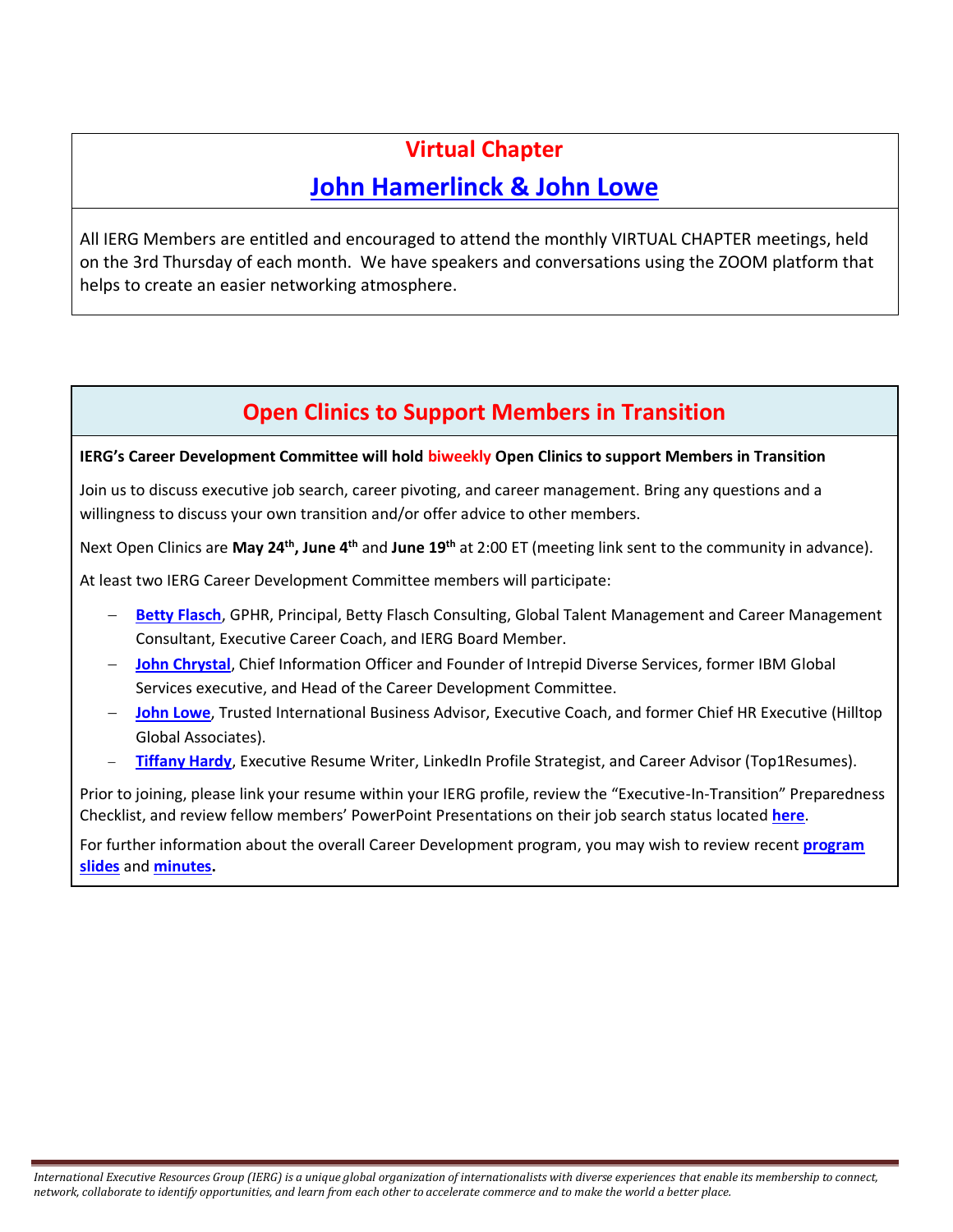## Virtual Chapter

## John Hamerlinck & John Lowe

All IERG Members are entitled and encouraged to attend the monthly VIRTUAL CHAPTER meetings, held on the 3rd Thursday of each month. We have speakers and conversations using the ZOOM platform that helps to create an easier networking atmosphere.

## Open Clinics to Support Members in Transition

**IERG's Career Development Committee will hold biweekly Open Clinics to support Members in Transition**

Join us to discuss executive job search, career pivoting, and career management. Bring any questions and a willingness to discuss your own transition and/or offer advice to other members.

Next Open Clinics are **May 24th, June 4th** and **June 19th** at 2:00 ET (meeting link sent to the community in advance).

At least two IERG Career Development Committee members will participate:

- **Betty Flasch**, GPHR, Principal, Betty Flasch Consulting, Global Talent Management and Career Management Consultant, Executive Career Coach, and IERG Board Member.
- **John Chrystal**, Chief Information Officer and Founder of Intrepid Diverse Services, former IBM Global Services executive, and Head of the Career Development Committee.
- **John Lowe**, Trusted International Business Advisor, Executive Coach, and former Chief HR Executive (Hilltop Global Associates).
- **Tiffany Hardy**, Executive Resume Writer, LinkedIn Profile Strategist, and Career Advisor (Top1Resumes).

Prior to joining, please link your resume within your IERG profile, review the "Executive-In-Transition" Preparedness Checklist, and review fellow members' PowerPoint Presentations on their job search status located **here**.

For further information about the overall Career Development program, you may wish to review recent **program slides** and **minutes.**

*International Executive Resources Group (IERG) is a unique global organization of internationalists with diverse experiences that enable its membership to connect, network, collaborate to identify opportunities, and learn from each other to accelerate commerce and to make the world a better place.*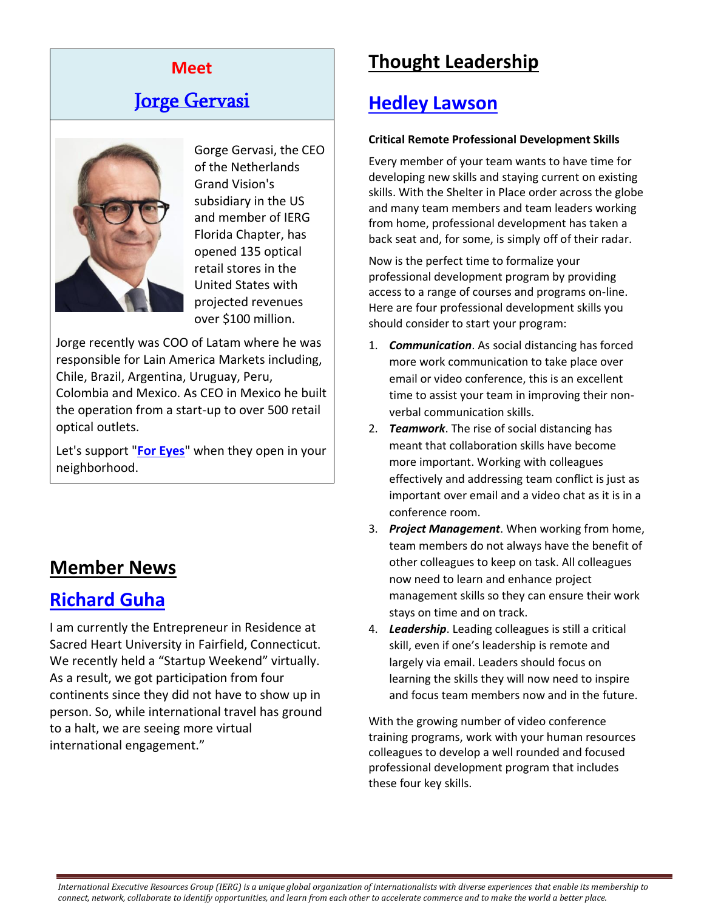## Meet

## Jorge Gervasi

Gorge Gervasi, the CEO of the Netherlands Grand Vision's subsidiary in the US and member of IERG Florida Chapter, has opened 135 optical retail stores in the United States with projected revenues over $100 million.

Jorge recently was COO of Latam where he was responsible for Lain America Markets including, Chile, Brazil, Argentina, Uruguay, Peru, Colombia and Mexico. As CEO in Mexico he built the operation from a start-up to over 500 retail optical outlets.

Let's support "**For Eyes**" when they open in your neighborhood.

# Member News

## Richard Guha

I am currently the Entrepreneur in Residence at Sacred Heart University in Fairfield, Connecticut. We recently held a "Startup Weekend" virtually. As a result, we got participation from four continents since they did not have to show up in person. So, while international travel has ground to a halt, we are seeing more virtual international engagement."

# Thought Leadership

## Hedley Lawson

**Critical Remote Professional Development Skills**

Every member of your team wants to have time for developing new skills and staying current on existing skills. With the Shelter in Place order across the globe and many team members and team leaders working from home, professional development has taken a back seat and, for some, is simply off of their radar.

Now is the perfect time to formalize your professional development program by providing access to a range of courses and programs on-line. Here are four professional development skills you should consider to start your program:

1. ***Communication***. As social distancing has forced more work communication to take place over email or video conference, this is an excellent time to assist your team in improving their non-verbal communication skills.
2. ***Teamwork***. The rise of social distancing has meant that collaboration skills have become more important. Working with colleagues effectively and addressing team conflict is just as important over email and a video chat as it is in a conference room.
3. ***Project Management***. When working from home, team members do not always have the benefit of other colleagues to keep on task. All colleagues now need to learn and enhance project management skills so they can ensure their work stays on time and on track.
4. ***Leadership***. Leading colleagues is still a critical skill, even if one's leadership is remote and largely via email. Leaders should focus on learning the skills they will now need to inspire and focus team members now and in the future.

With the growing number of video conference training programs, work with your human resources colleagues to develop a well rounded and focused professional development program that includes these four key skills.

*International Executive Resources Group (IERG) is a unique global organization of internationalists with diverse experiences that enable its membership to connect, network, collaborate to identify opportunities, and learn from each other to accelerate commerce and to make the world a better place.*